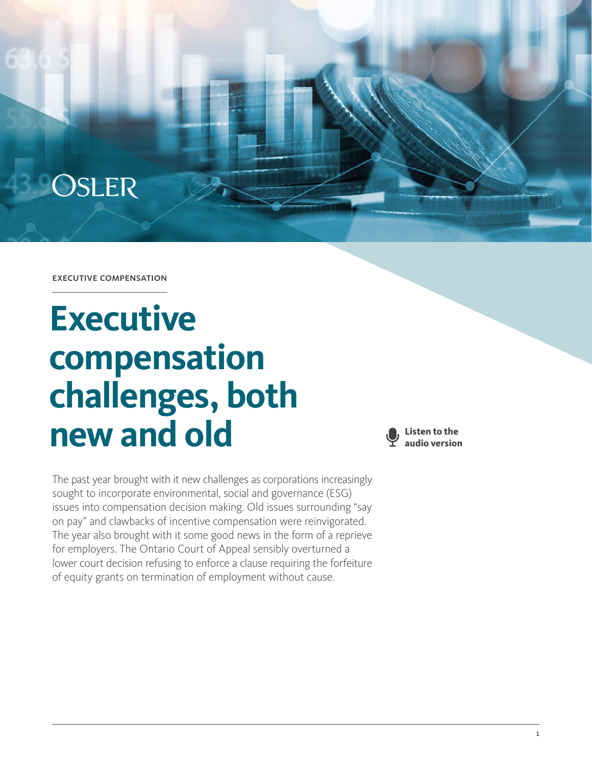EXECUTIVE COMPENSATION

# Executive compensation challenges, both new and old

Listen to the audio version

The past year brought with it new challenges as corporations increasingly sought to incorporate environmental, social and governance (ESG) issues into compensation decision making. Old issues surrounding "say on pay" and clawbacks of incentive compensation were reinvigorated. The year also brought with it some good news in the form of a reprieve for employers. The Ontario Court of Appeal sensibly overturned a lower court decision refusing to enforce a clause requiring the forfeiture of equity grants on termination of employment without cause.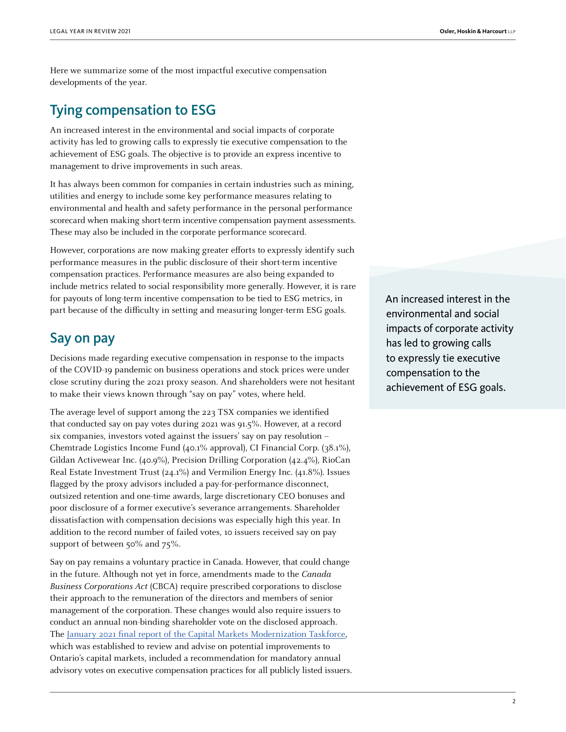Here we summarize some of the most impactful executive compensation developments of the year.

## Tying compensation to ESG

An increased interest in the environmental and social impacts of corporate activity has led to growing calls to expressly tie executive compensation to the achievement of ESG goals. The objective is to provide an express incentive to management to drive improvements in such areas.

It has always been common for companies in certain industries such as mining, utilities and energy to include some key performance measures relating to environmental and health and safety performance in the personal performance scorecard when making short-term incentive compensation payment assessments. These may also be included in the corporate performance scorecard.

However, corporations are now making greater efforts to expressly identify such performance measures in the public disclosure of their short-term incentive compensation practices. Performance measures are also being expanded to include metrics related to social responsibility more generally. However, it is rare for payouts of long-term incentive compensation to be tied to ESG metrics, in part because of the difficulty in setting and measuring longer-term ESG goals.

> An increased interest in the environmental and social impacts of corporate activity has led to growing calls to expressly tie executive compensation to the achievement of ESG goals.

## Say on pay

Decisions made regarding executive compensation in response to the impacts of the COVID-19 pandemic on business operations and stock prices were under close scrutiny during the 2021 proxy season. And shareholders were not hesitant to make their views known through "say on pay" votes, where held.

The average level of support among the 223 TSX companies we identified that conducted say on pay votes during 2021 was 91.5%. However, at a record six companies, investors voted against the issuers' say on pay resolution – Chemtrade Logistics Income Fund (40.1% approval), CI Financial Corp. (38.1%), Gildan Activewear Inc. (40.9%), Precision Drilling Corporation (42.4%), RioCan Real Estate Investment Trust (24.1%) and Vermilion Energy Inc. (41.8%). Issues flagged by the proxy advisors included a pay-for-performance disconnect, outsized retention and one-time awards, large discretionary CEO bonuses and poor disclosure of a former executive's severance arrangements. Shareholder dissatisfaction with compensation decisions was especially high this year. In addition to the record number of failed votes, 10 issuers received say on pay support of between 50% and 75%.

Say on pay remains a voluntary practice in Canada. However, that could change in the future. Although not yet in force, amendments made to the *Canada Business Corporations Act* (CBCA) require prescribed corporations to disclose their approach to the remuneration of the directors and members of senior management of the corporation. These changes would also require issuers to conduct an annual non-binding shareholder vote on the disclosed approach. The January 2021 final report of the Capital Markets Modernization Taskforce, which was established to review and advise on potential improvements to Ontario's capital markets, included a recommendation for mandatory annual advisory votes on executive compensation practices for all publicly listed issuers.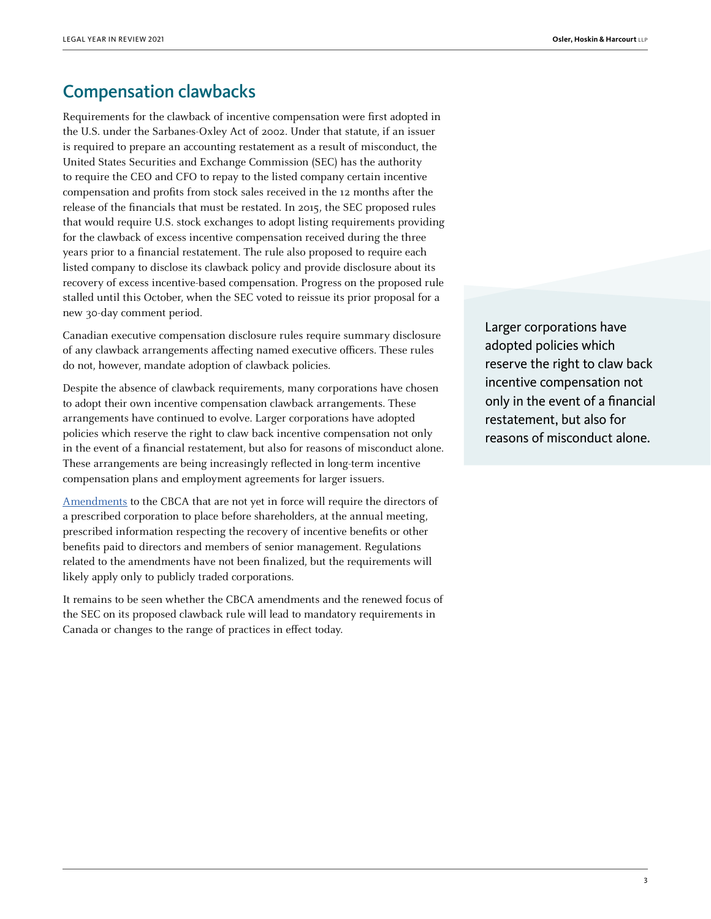## Compensation clawbacks

Requirements for the clawback of incentive compensation were first adopted in the U.S. under the Sarbanes-Oxley Act of 2002. Under that statute, if an issuer is required to prepare an accounting restatement as a result of misconduct, the United States Securities and Exchange Commission (SEC) has the authority to require the CEO and CFO to repay to the listed company certain incentive compensation and profits from stock sales received in the 12 months after the release of the financials that must be restated. In 2015, the SEC proposed rules that would require U.S. stock exchanges to adopt listing requirements providing for the clawback of excess incentive compensation received during the three years prior to a financial restatement. The rule also proposed to require each listed company to disclose its clawback policy and provide disclosure about its recovery of excess incentive-based compensation. Progress on the proposed rule stalled until this October, when the SEC voted to reissue its prior proposal for a new 30-day comment period.

Canadian executive compensation disclosure rules require summary disclosure of any clawback arrangements affecting named executive officers. These rules do not, however, mandate adoption of clawback policies.

Despite the absence of clawback requirements, many corporations have chosen to adopt their own incentive compensation clawback arrangements. These arrangements have continued to evolve. Larger corporations have adopted policies which reserve the right to claw back incentive compensation not only in the event of a financial restatement, but also for reasons of misconduct alone. These arrangements are being increasingly reflected in long-term incentive compensation plans and employment agreements for larger issuers.

> Larger corporations have adopted policies which reserve the right to claw back incentive compensation not only in the event of a financial restatement, but also for reasons of misconduct alone.

Amendments to the CBCA that are not yet in force will require the directors of a prescribed corporation to place before shareholders, at the annual meeting, prescribed information respecting the recovery of incentive benefits or other benefits paid to directors and members of senior management. Regulations related to the amendments have not been finalized, but the requirements will likely apply only to publicly traded corporations.

It remains to be seen whether the CBCA amendments and the renewed focus of the SEC on its proposed clawback rule will lead to mandatory requirements in Canada or changes to the range of practices in effect today.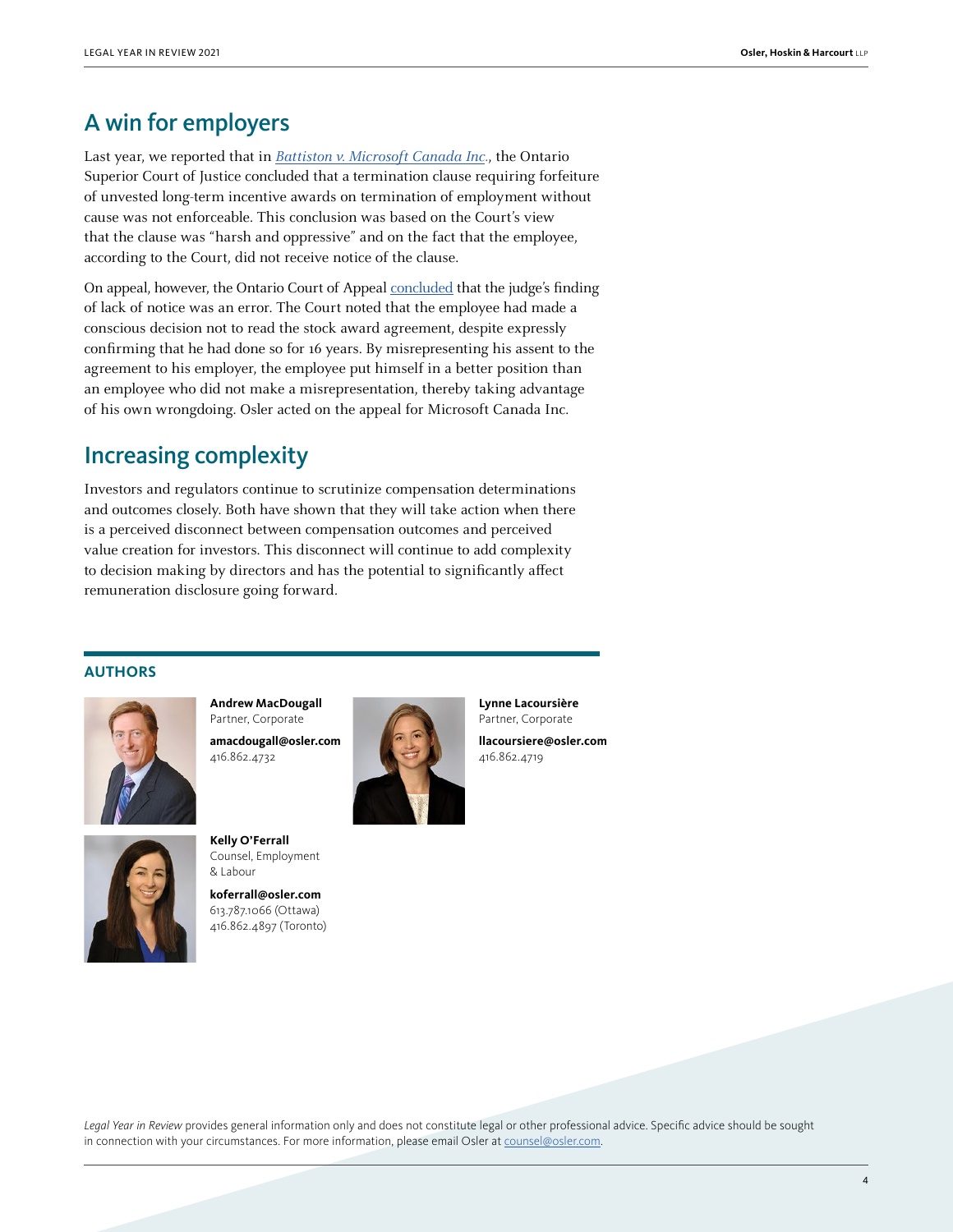## A win for employers

Last year, we reported that in *Battiston v. Microsoft Canada Inc.*, the Ontario Superior Court of Justice concluded that a termination clause requiring forfeiture of unvested long-term incentive awards on termination of employment without cause was not enforceable. This conclusion was based on the Court's view that the clause was "harsh and oppressive" and on the fact that the employee, according to the Court, did not receive notice of the clause.

On appeal, however, the Ontario Court of Appeal concluded that the judge's finding of lack of notice was an error. The Court noted that the employee had made a conscious decision not to read the stock award agreement, despite expressly confirming that he had done so for 16 years. By misrepresenting his assent to the agreement to his employer, the employee put himself in a better position than an employee who did not make a misrepresentation, thereby taking advantage of his own wrongdoing. Osler acted on the appeal for Microsoft Canada Inc.

## Increasing complexity

Investors and regulators continue to scrutinize compensation determinations and outcomes closely. Both have shown that they will take action when there is a perceived disconnect between compensation outcomes and perceived value creation for investors. This disconnect will continue to add complexity to decision making by directors and has the potential to significantly affect remuneration disclosure going forward.

### AUTHORS

**Andrew MacDougall**
Partner, Corporate

**amacdougall@osler.com**
416.862.4732

**Lynne Lacoursière**
Partner, Corporate

**llacoursiere@osler.com**
416.862.4719

**Kelly O'Ferrall**
Counsel, Employment & Labour

**koferrall@osler.com**
613.787.1066 (Ottawa)
416.862.4897 (Toronto)

*Legal Year in Review* provides general information only and does not constitute legal or other professional advice. Specific advice should be sought in connection with your circumstances. For more information, please email Osler at counsel@osler.com.